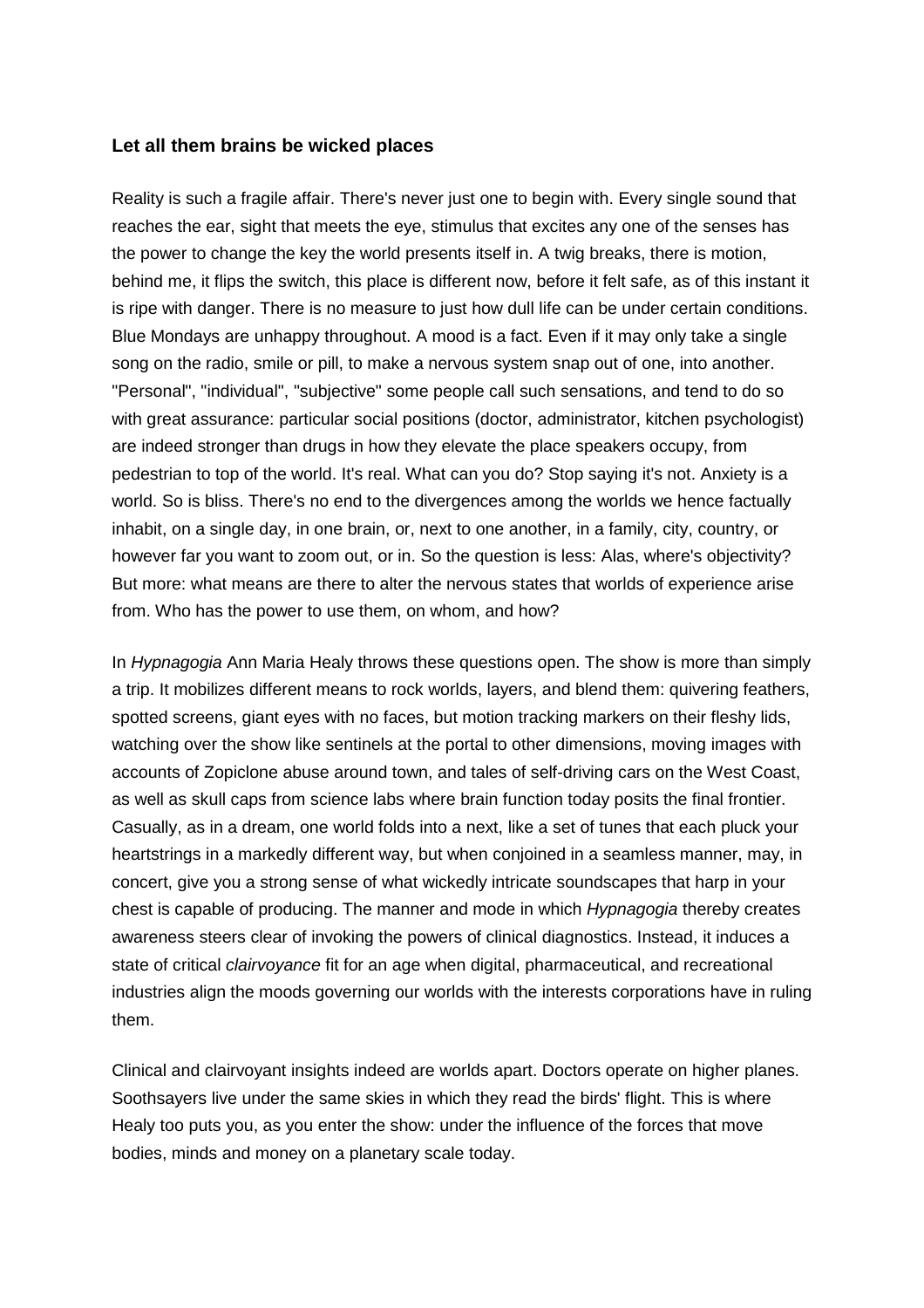**Let all them brains be wicked places**

Reality is such a fragile affair. There's never just one to begin with. Every single sound that reaches the ear, sight that meets the eye, stimulus that excites any one of the senses has the power to change the key the world presents itself in. A twig breaks, there is motion, behind me, it flips the switch, this place is different now, before it felt safe, as of this instant it is ripe with danger. There is no measure to just how dull life can be under certain conditions. Blue Mondays are unhappy throughout. A mood is a fact. Even if it may only take a single song on the radio, smile or pill, to make a nervous system snap out of one, into another. "Personal", "individual", "subjective" some people call such sensations, and tend to do so with great assurance: particular social positions (doctor, administrator, kitchen psychologist) are indeed stronger than drugs in how they elevate the place speakers occupy, from pedestrian to top of the world. It's real. What can you do? Stop saying it's not. Anxiety is a world. So is bliss. There's no end to the divergences among the worlds we hence factually inhabit, on a single day, in one brain, or, next to one another, in a family, city, country, or however far you want to zoom out, or in. So the question is less: Alas, where's objectivity? But more: what means are there to alter the nervous states that worlds of experience arise from. Who has the power to use them, on whom, and how?

In *Hypnagogia* Ann Maria Healy throws these questions open. The show is more than simply a trip. It mobilizes different means to rock worlds, layers, and blend them: quivering feathers, spotted screens, giant eyes with no faces, but motion tracking markers on their fleshy lids, watching over the show like sentinels at the portal to other dimensions, moving images with accounts of Zopiclone abuse around town, and tales of self-driving cars on the West Coast, as well as skull caps from science labs where brain function today posits the final frontier. Casually, as in a dream, one world folds into a next, like a set of tunes that each pluck your heartstrings in a markedly different way, but when conjoined in a seamless manner, may, in concert, give you a strong sense of what wickedly intricate soundscapes that harp in your chest is capable of producing. The manner and mode in which *Hypnagogia* thereby creates awareness steers clear of invoking the powers of clinical diagnostics. Instead, it induces a state of critical *clairvoyance* fit for an age when digital, pharmaceutical, and recreational industries align the moods governing our worlds with the interests corporations have in ruling them.

Clinical and clairvoyant insights indeed are worlds apart. Doctors operate on higher planes. Soothsayers live under the same skies in which they read the birds' flight. This is where Healy too puts you, as you enter the show: under the influence of the forces that move bodies, minds and money on a planetary scale today.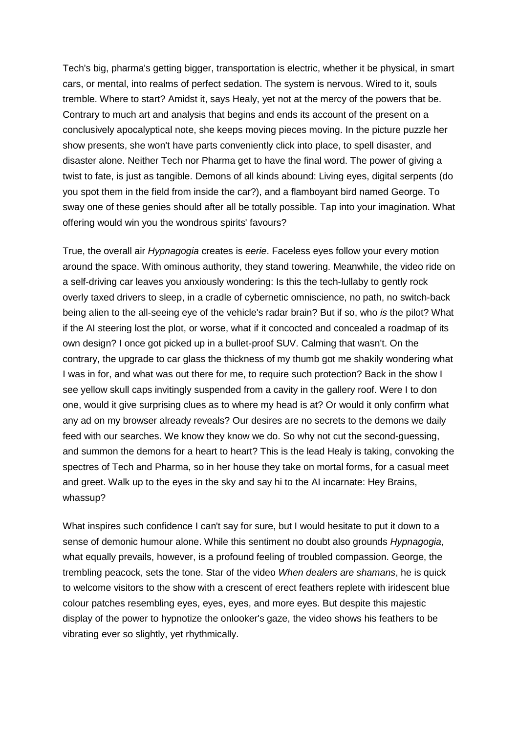Tech's big, pharma's getting bigger, transportation is electric, whether it be physical, in smart cars, or mental, into realms of perfect sedation. The system is nervous. Wired to it, souls tremble. Where to start? Amidst it, says Healy, yet not at the mercy of the powers that be. Contrary to much art and analysis that begins and ends its account of the present on a conclusively apocalyptical note, she keeps moving pieces moving. In the picture puzzle her show presents, she won't have parts conveniently click into place, to spell disaster, and disaster alone. Neither Tech nor Pharma get to have the final word. The power of giving a twist to fate, is just as tangible. Demons of all kinds abound: Living eyes, digital serpents (do you spot them in the field from inside the car?), and a flamboyant bird named George. To sway one of these genies should after all be totally possible. Tap into your imagination. What offering would win you the wondrous spirits' favours?

True, the overall air *Hypnagogia* creates is *eerie*. Faceless eyes follow your every motion around the space. With ominous authority, they stand towering. Meanwhile, the video ride on a self-driving car leaves you anxiously wondering: Is this the tech-lullaby to gently rock overly taxed drivers to sleep, in a cradle of cybernetic omniscience, no path, no switch-back being alien to the all-seeing eye of the vehicle's radar brain? But if so, who *is* the pilot? What if the AI steering lost the plot, or worse, what if it concocted and concealed a roadmap of its own design? I once got picked up in a bullet-proof SUV. Calming that wasn't. On the contrary, the upgrade to car glass the thickness of my thumb got me shakily wondering what I was in for, and what was out there for me, to require such protection? Back in the show I see yellow skull caps invitingly suspended from a cavity in the gallery roof. Were I to don one, would it give surprising clues as to where my head is at? Or would it only confirm what any ad on my browser already reveals? Our desires are no secrets to the demons we daily feed with our searches. We know they know we do. So why not cut the second-guessing, and summon the demons for a heart to heart? This is the lead Healy is taking, convoking the spectres of Tech and Pharma, so in her house they take on mortal forms, for a casual meet and greet. Walk up to the eyes in the sky and say hi to the AI incarnate: Hey Brains, whassup?

What inspires such confidence I can't say for sure, but I would hesitate to put it down to a sense of demonic humour alone. While this sentiment no doubt also grounds *Hypnagogia*, what equally prevails, however, is a profound feeling of troubled compassion. George, the trembling peacock, sets the tone. Star of the video *When dealers are shamans*, he is quick to welcome visitors to the show with a crescent of erect feathers replete with iridescent blue colour patches resembling eyes, eyes, eyes, and more eyes. But despite this majestic display of the power to hypnotize the onlooker's gaze, the video shows his feathers to be vibrating ever so slightly, yet rhythmically.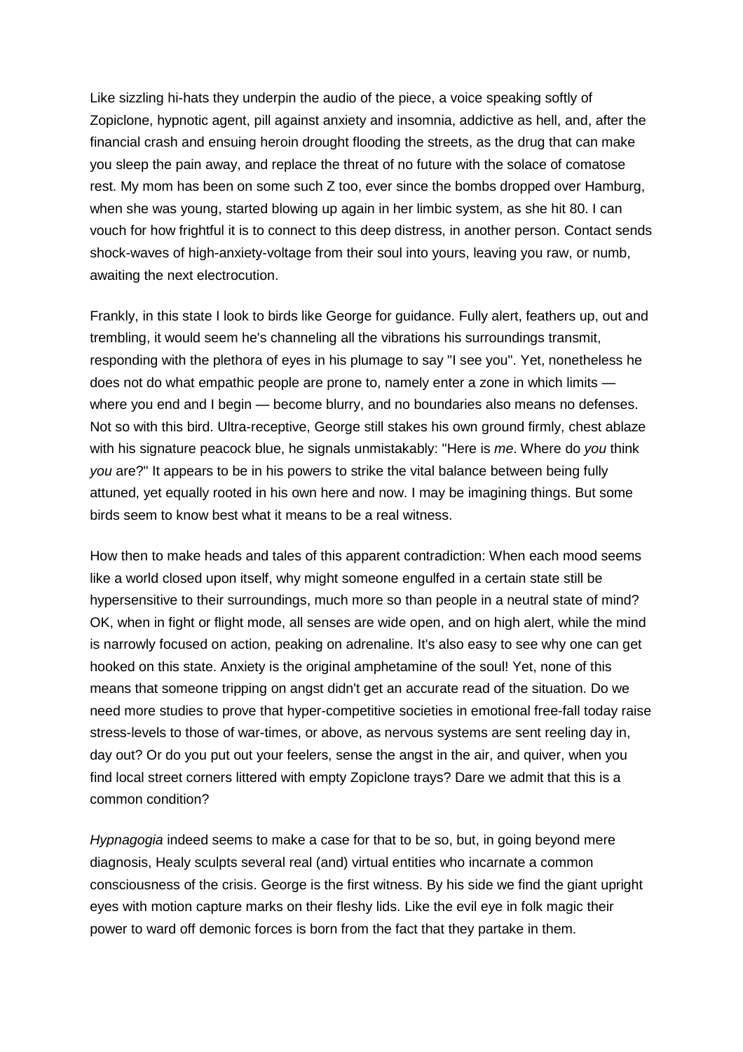Like sizzling hi-hats they underpin the audio of the piece, a voice speaking softly of Zopiclone, hypnotic agent, pill against anxiety and insomnia, addictive as hell, and, after the financial crash and ensuing heroin drought flooding the streets, as the drug that can make you sleep the pain away, and replace the threat of no future with the solace of comatose rest. My mom has been on some such Z too, ever since the bombs dropped over Hamburg, when she was young, started blowing up again in her limbic system, as she hit 80. I can vouch for how frightful it is to connect to this deep distress, in another person. Contact sends shock-waves of high-anxiety-voltage from their soul into yours, leaving you raw, or numb, awaiting the next electrocution.

Frankly, in this state I look to birds like George for guidance. Fully alert, feathers up, out and trembling, it would seem he's channeling all the vibrations his surroundings transmit, responding with the plethora of eyes in his plumage to say "I see you". Yet, nonetheless he does not do what empathic people are prone to, namely enter a zone in which limits — where you end and I begin — become blurry, and no boundaries also means no defenses. Not so with this bird. Ultra-receptive, George still stakes his own ground firmly, chest ablaze with his signature peacock blue, he signals unmistakably: "Here is *me*. Where do *you* think *you* are?" It appears to be in his powers to strike the vital balance between being fully attuned, yet equally rooted in his own here and now. I may be imagining things. But some birds seem to know best what it means to be a real witness.

How then to make heads and tales of this apparent contradiction: When each mood seems like a world closed upon itself, why might someone engulfed in a certain state still be hypersensitive to their surroundings, much more so than people in a neutral state of mind? OK, when in fight or flight mode, all senses are wide open, and on high alert, while the mind is narrowly focused on action, peaking on adrenaline. It's also easy to see why one can get hooked on this state. Anxiety is the original amphetamine of the soul! Yet, none of this means that someone tripping on angst didn't get an accurate read of the situation. Do we need more studies to prove that hyper-competitive societies in emotional free-fall today raise stress-levels to those of war-times, or above, as nervous systems are sent reeling day in, day out? Or do you put out your feelers, sense the angst in the air, and quiver, when you find local street corners littered with empty Zopiclone trays? Dare we admit that this is a common condition?

*Hypnagogia* indeed seems to make a case for that to be so, but, in going beyond mere diagnosis, Healy sculpts several real (and) virtual entities who incarnate a common consciousness of the crisis. George is the first witness. By his side we find the giant upright eyes with motion capture marks on their fleshy lids. Like the evil eye in folk magic their power to ward off demonic forces is born from the fact that they partake in them.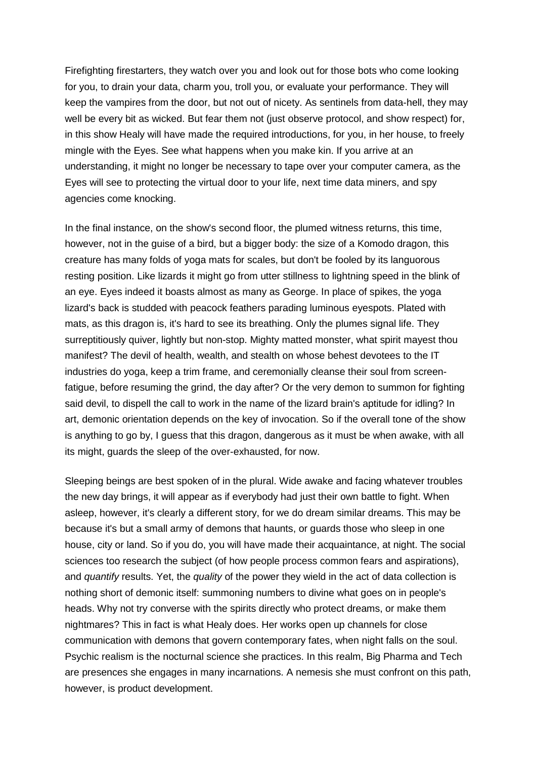Firefighting firestarters, they watch over you and look out for those bots who come looking for you, to drain your data, charm you, troll you, or evaluate your performance. They will keep the vampires from the door, but not out of nicety. As sentinels from data-hell, they may well be every bit as wicked. But fear them not (just observe protocol, and show respect) for, in this show Healy will have made the required introductions, for you, in her house, to freely mingle with the Eyes. See what happens when you make kin. If you arrive at an understanding, it might no longer be necessary to tape over your computer camera, as the Eyes will see to protecting the virtual door to your life, next time data miners, and spy agencies come knocking.

In the final instance, on the show's second floor, the plumed witness returns, this time, however, not in the guise of a bird, but a bigger body: the size of a Komodo dragon, this creature has many folds of yoga mats for scales, but don't be fooled by its languorous resting position. Like lizards it might go from utter stillness to lightning speed in the blink of an eye. Eyes indeed it boasts almost as many as George. In place of spikes, the yoga lizard's back is studded with peacock feathers parading luminous eyespots. Plated with mats, as this dragon is, it's hard to see its breathing. Only the plumes signal life. They surreptitiously quiver, lightly but non-stop. Mighty matted monster, what spirit mayest thou manifest? The devil of health, wealth, and stealth on whose behest devotees to the IT industries do yoga, keep a trim frame, and ceremonially cleanse their soul from screen-fatigue, before resuming the grind, the day after? Or the very demon to summon for fighting said devil, to dispell the call to work in the name of the lizard brain's aptitude for idling? In art, demonic orientation depends on the key of invocation. So if the overall tone of the show is anything to go by, I guess that this dragon, dangerous as it must be when awake, with all its might, guards the sleep of the over-exhausted, for now.

Sleeping beings are best spoken of in the plural. Wide awake and facing whatever troubles the new day brings, it will appear as if everybody had just their own battle to fight. When asleep, however, it's clearly a different story, for we do dream similar dreams. This may be because it's but a small army of demons that haunts, or guards those who sleep in one house, city or land. So if you do, you will have made their acquaintance, at night. The social sciences too research the subject (of how people process common fears and aspirations), and *quantify* results. Yet, the *quality* of the power they wield in the act of data collection is nothing short of demonic itself: summoning numbers to divine what goes on in people's heads. Why not try converse with the spirits directly who protect dreams, or make them nightmares? This in fact is what Healy does. Her works open up channels for close communication with demons that govern contemporary fates, when night falls on the soul. Psychic realism is the nocturnal science she practices. In this realm, Big Pharma and Tech are presences she engages in many incarnations. A nemesis she must confront on this path, however, is product development.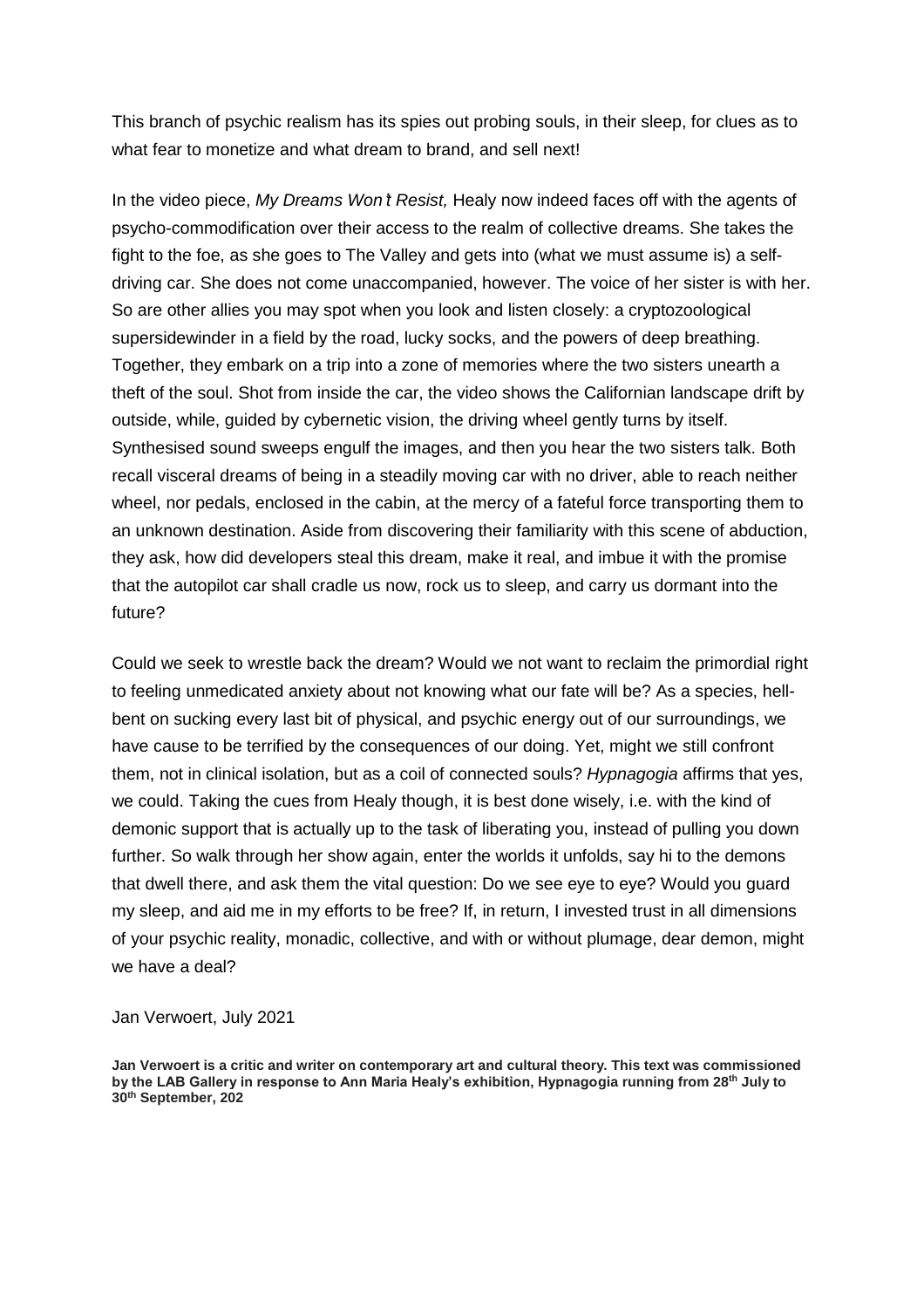This branch of psychic realism has its spies out probing souls, in their sleep, for clues as to what fear to monetize and what dream to brand, and sell next!

In the video piece, *My Dreams Won't Resist,* Healy now indeed faces off with the agents of psycho-commodification over their access to the realm of collective dreams. She takes the fight to the foe, as she goes to The Valley and gets into (what we must assume is) a self-driving car. She does not come unaccompanied, however. The voice of her sister is with her. So are other allies you may spot when you look and listen closely: a cryptozoological supersidewinder in a field by the road, lucky socks, and the powers of deep breathing. Together, they embark on a trip into a zone of memories where the two sisters unearth a theft of the soul. Shot from inside the car, the video shows the Californian landscape drift by outside, while, guided by cybernetic vision, the driving wheel gently turns by itself. Synthesised sound sweeps engulf the images, and then you hear the two sisters talk. Both recall visceral dreams of being in a steadily moving car with no driver, able to reach neither wheel, nor pedals, enclosed in the cabin, at the mercy of a fateful force transporting them to an unknown destination. Aside from discovering their familiarity with this scene of abduction, they ask, how did developers steal this dream, make it real, and imbue it with the promise that the autopilot car shall cradle us now, rock us to sleep, and carry us dormant into the future?

Could we seek to wrestle back the dream? Would we not want to reclaim the primordial right to feeling unmedicated anxiety about not knowing what our fate will be? As a species, hell-bent on sucking every last bit of physical, and psychic energy out of our surroundings, we have cause to be terrified by the consequences of our doing. Yet, might we still confront them, not in clinical isolation, but as a coil of connected souls? *Hypnagogia* affirms that yes, we could. Taking the cues from Healy though, it is best done wisely, i.e. with the kind of demonic support that is actually up to the task of liberating you, instead of pulling you down further. So walk through her show again, enter the worlds it unfolds, say hi to the demons that dwell there, and ask them the vital question: Do we see eye to eye? Would you guard my sleep, and aid me in my efforts to be free? If, in return, I invested trust in all dimensions of your psychic reality, monadic, collective, and with or without plumage, dear demon, might we have a deal?

Jan Verwoert, July 2021

**Jan Verwoert is a critic and writer on contemporary art and cultural theory. This text was commissioned by the LAB Gallery in response to Ann Maria Healy's exhibition, Hypnagogia running from 28th July to 30th September, 202**